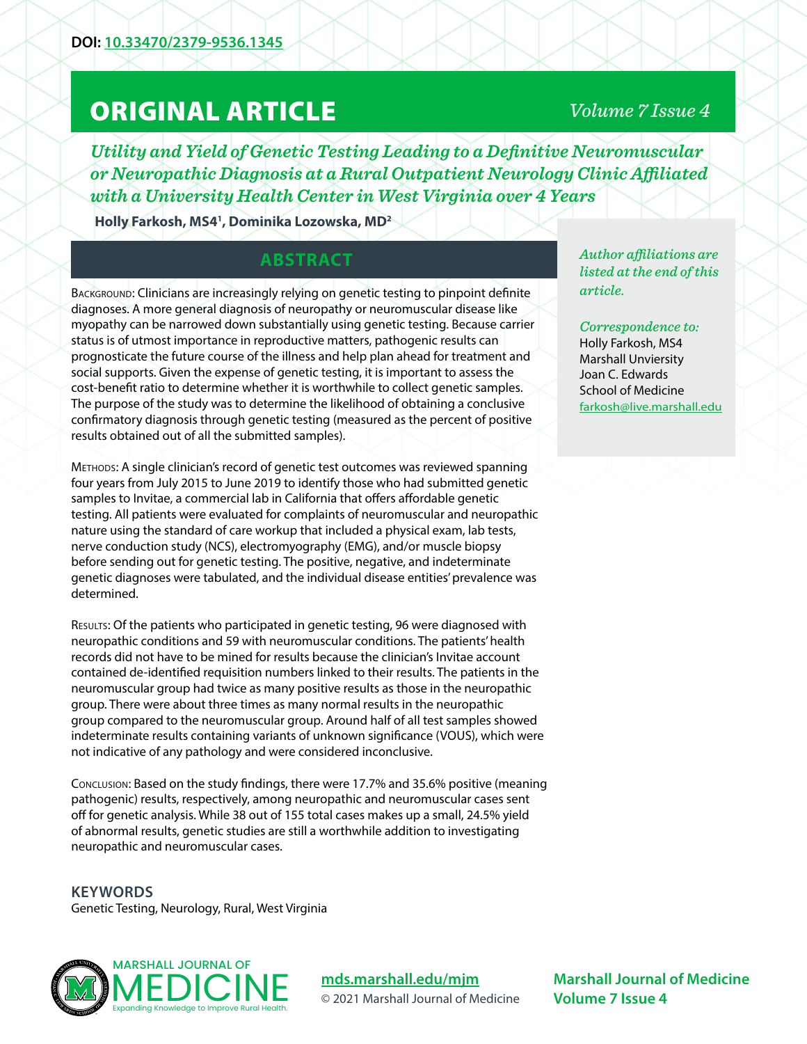DOI: [10.33470/2379-9536.1345](10.33470/2379-9536.1345)

# ORIGINAL ARTICLE

## *Utility and Yield of Genetic Testing Leading to a Definitive Neuromuscular or Neuropathic Diagnosis at a Rural Outpatient Neurology Clinic Affiliated with a University Health Center in West Virginia over 4 Years*

**Holly Farkosh, MS4[1], Dominika Lozowska, MD[2]**

*Author affiliations are listed at the end of this article.*

*Correspondence to:*
Holly Farkosh, MS4
Marshall Unviersity
Joan C. Edwards
School of Medicine
farkosh@live.marshall.edu

## ABSTRACT

Background: Clinicians are increasingly relying on genetic testing to pinpoint definite diagnoses. A more general diagnosis of neuropathy or neuromuscular disease like myopathy can be narrowed down substantially using genetic testing. Because carrier status is of utmost importance in reproductive matters, pathogenic results can prognosticate the future course of the illness and help plan ahead for treatment and social supports. Given the expense of genetic testing, it is important to assess the cost-benefit ratio to determine whether it is worthwhile to collect genetic samples. The purpose of the study was to determine the likelihood of obtaining a conclusive confirmatory diagnosis through genetic testing (measured as the percent of positive results obtained out of all the submitted samples).

Methods: A single clinician's record of genetic test outcomes was reviewed spanning four years from July 2015 to June 2019 to identify those who had submitted genetic samples to Invitae, a commercial lab in California that offers affordable genetic testing. All patients were evaluated for complaints of neuromuscular and neuropathic nature using the standard of care workup that included a physical exam, lab tests, nerve conduction study (NCS), electromyography (EMG), and/or muscle biopsy before sending out for genetic testing. The positive, negative, and indeterminate genetic diagnoses were tabulated, and the individual disease entities' prevalence was determined.

Results: Of the patients who participated in genetic testing, 96 were diagnosed with neuropathic conditions and 59 with neuromuscular conditions. The patients' health records did not have to be mined for results because the clinician's Invitae account contained de-identified requisition numbers linked to their results. The patients in the neuromuscular group had twice as many positive results as those in the neuropathic group. There were about three times as many normal results in the neuropathic group compared to the neuromuscular group. Around half of all test samples showed indeterminate results containing variants of unknown significance (VOUS), which were not indicative of any pathology and were considered inconclusive.

Conclusion: Based on the study findings, there were 17.7% and 35.6% positive (meaning pathogenic) results, respectively, among neuropathic and neuromuscular cases sent off for genetic analysis. While 38 out of 155 total cases makes up a small, 24.5% yield of abnormal results, genetic studies are still a worthwhile addition to investigating neuropathic and neuromuscular cases.

## KEYWORDS

Genetic Testing, Neurology, Rural, West Virginia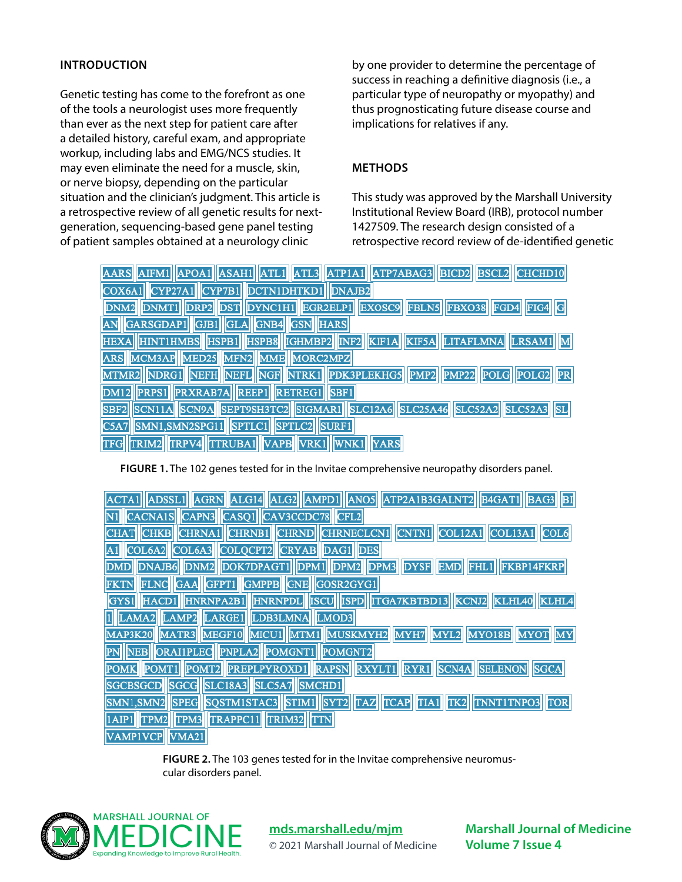## INTRODUCTION

Genetic testing has come to the forefront as one of the tools a neurologist uses more frequently than ever as the next step for patient care after a detailed history, careful exam, and appropriate workup, including labs and EMG/NCS studies. It may even eliminate the need for a muscle, skin, or nerve biopsy, depending on the particular situation and the clinician's judgment. This article is a retrospective review of all genetic results for next-generation, sequencing-based gene panel testing of patient samples obtained at a neurology clinic by one provider to determine the percentage of success in reaching a definitive diagnosis (i.e., a particular type of neuropathy or myopathy) and thus prognosticating future disease course and implications for relatives if any.

## METHODS

This study was approved by the Marshall University Institutional Review Board (IRB), protocol number 1427509. The research design consisted of a retrospective record review of de-identified genetic

AARS AIFM1 APOA1 ASAH1 ATL1 ATL3 ATP1A1 ATP7ABAG3 BICD2 BSCL2 CHCHD10 COX6A1 CYP27A1 CYP7B1 DCTN1DHTKD1 DNAJB2 DNM2 DNMT1 DRP2 DST DYNC1H1 EGR2ELP1 EXOSC9 FBLN5 FBXO38 FGD4 FIG4 GAN GARSGDAP1 GJB1 GLA GNB4 GSN HARS HEXA HINT1HMBS HSPB1 HSPB8 IGHMBP2 INF2 KIF1A KIF5A LITAFLMNA LRSAM1 MARS MCM3AP MED25 MFN2 MME MORC2MPZ MTMR2 NDRG1 NEFH NEFL NGF NTRK1 PDK3PLEKHG5 PMP2 PMP22 POLG POLG2 PRDM12 PRPS1 PRXRAB7A REEP1 RETREG1 SBF1 SBF2 SCN11A SCN9A SEPT9SH3TC2 SIGMAR1 SLC12A6 SLC25A46 SLC52A2 SLC52A3 SLC5A7 SMN1,SMN2SPG11 SPTLC1 SPTLC2 SURF1 TFG TRIM2 TRPV4 TTRUBA1 VAPB VRK1 WNK1 YARS

**FIGURE 1.** The 102 genes tested for in the Invitae comprehensive neuropathy disorders panel.

ACTA1 ADSSL1 AGRN ALG14 ALG2 AMPD1 ANO5 ATP2A1B3GALNT2 B4GAT1 BAG3 BIN1 CACNA1S CAPN3 CASQ1 CAV3CCDC78 CFL2 CHAT CHKB CHRNA1 CHRNB1 CHRND CHRNECLCN1 CNTN1 COL12A1 COL13A1 COL6A1 COL6A2 COL6A3 COLQCPT2 CRYAB DAG1 DES DMD DNAJB6 DNM2 DOK7DPAGT1 DPM1 DPM2 DPM3 DYSF EMD FHL1 FKBP14FKRP FKTN FLNC GAA GFPT1 GMPPB GNE GOSR2GYG1 GYS1 HACD1 HNRNPA2B1 HNRNPDL ISCU ISPD ITGA7KBTBD13 KCNJ2 KLHL40 KLHL41 LAMA2 LAMP2 LARGE1 LDB3LMNA LMOD3 MAP3K20 MATR3 MEGF10 MICU1 MTM1 MUSKMYH2 MYH7 MYL2 MYO18B MYOT MYPN NEB ORAI1PLEC PNPLA2 POMGNT1 POMGNT2 POMK POMT1 POMT2 PREPLPYROXD1 RAPSN RXYLT1 RYR1 SCN4A SELENON SGCA SGCBSGCD SGCG SLC18A3 SLC5A7 SMCHD1 SMN1,SMN2 SPEG SQSTM1STAC3 STIM1 SYT2 TAZ TCAP TIA1 TK2 TNNT1TNPO3 TOR1AIP1 TPM2 TPM3 TRAPPC11 TRIM32 TTN VAMP1VCP VMA21

**FIGURE 2.** The 103 genes tested for in the Invitae comprehensive neuromuscular disorders panel.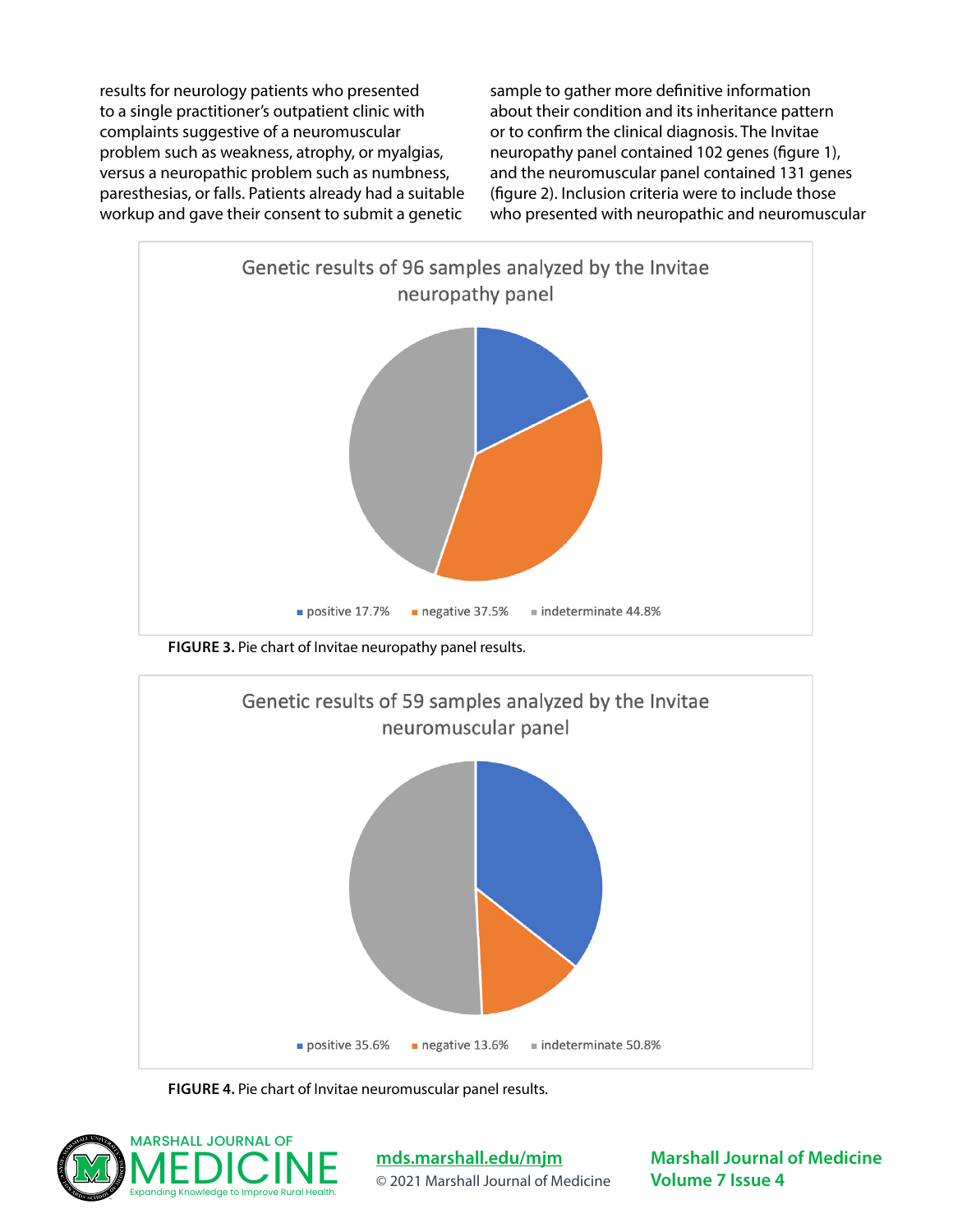results for neurology patients who presented to a single practitioner's outpatient clinic with complaints suggestive of a neuromuscular problem such as weakness, atrophy, or myalgias, versus a neuropathic problem such as numbness, paresthesias, or falls. Patients already had a suitable workup and gave their consent to submit a genetic sample to gather more definitive information about their condition and its inheritance pattern or to confirm the clinical diagnosis. The Invitae neuropathy panel contained 102 genes (figure 1), and the neuromuscular panel contained 131 genes (figure 2). Inclusion criteria were to include those who presented with neuropathic and neuromuscular

Genetic results of 96 samples analyzed by the Invitae neuropathy panel

positive 17.7% · negative 37.5% · indeterminate 44.8%

**FIGURE 3.** Pie chart of Invitae neuropathy panel results.

Genetic results of 59 samples analyzed by the Invitae neuromuscular panel

positive 35.6% · negative 13.6% · indeterminate 50.8%

**FIGURE 4.** Pie chart of Invitae neuromuscular panel results.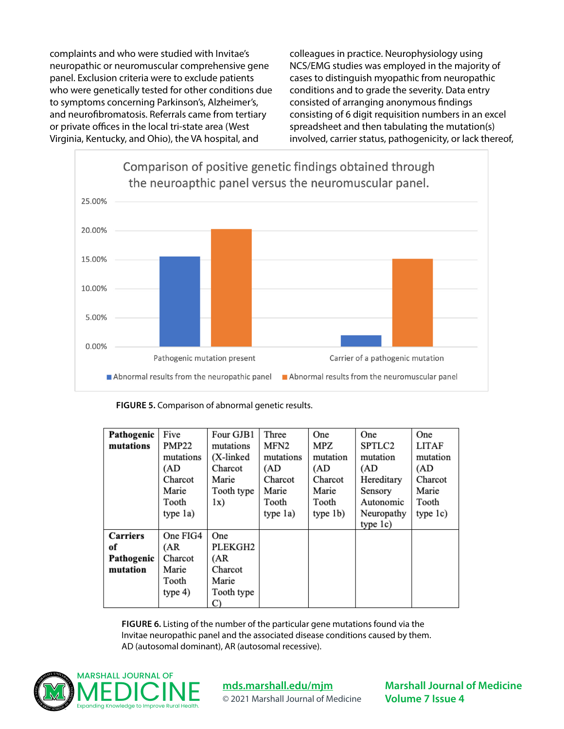complaints and who were studied with Invitae's neuropathic or neuromuscular comprehensive gene panel. Exclusion criteria were to exclude patients who were genetically tested for other conditions due to symptoms concerning Parkinson's, Alzheimer's, and neurofibromatosis. Referrals came from tertiary or private offices in the local tri-state area (West Virginia, Kentucky, and Ohio), the VA hospital, and colleagues in practice. Neurophysiology using NCS/EMG studies was employed in the majority of cases to distinguish myopathic from neuropathic conditions and to grade the severity. Data entry consisted of arranging anonymous findings consisting of 6 digit requisition numbers in an excel spreadsheet and then tabulating the mutation(s) involved, carrier status, pathogenicity, or lack thereof,

**FIGURE 5.** Comparison of abnormal genetic results.

| **Pathogenic mutations** | Five PMP22 mutations (AD Charcot Marie Tooth type 1a) | Four GJB1 mutations (X-linked Charcot Marie Tooth type 1x) | Three MFN2 mutations (AD Charcot Marie Tooth type 1a) | One MPZ mutation (AD Charcot Marie Tooth type 1b) | One SPTLC2 mutation (AD Hereditary Sensory Autonomic Neuropathy type 1c) | One LITAF mutation (AD Charcot Marie Tooth type 1c) |
|---|---|---|---|---|---|---|
| **Carriers of Pathogenic mutation** | One FIG4 (AR Charcot Marie Tooth type 4) | One PLEKGH2 (AR Charcot Marie Tooth type C) | | | | |

**FIGURE 6.** Listing of the number of the particular gene mutations found via the Invitae neuropathic panel and the associated disease conditions caused by them. AD (autosomal dominant), AR (autosomal recessive).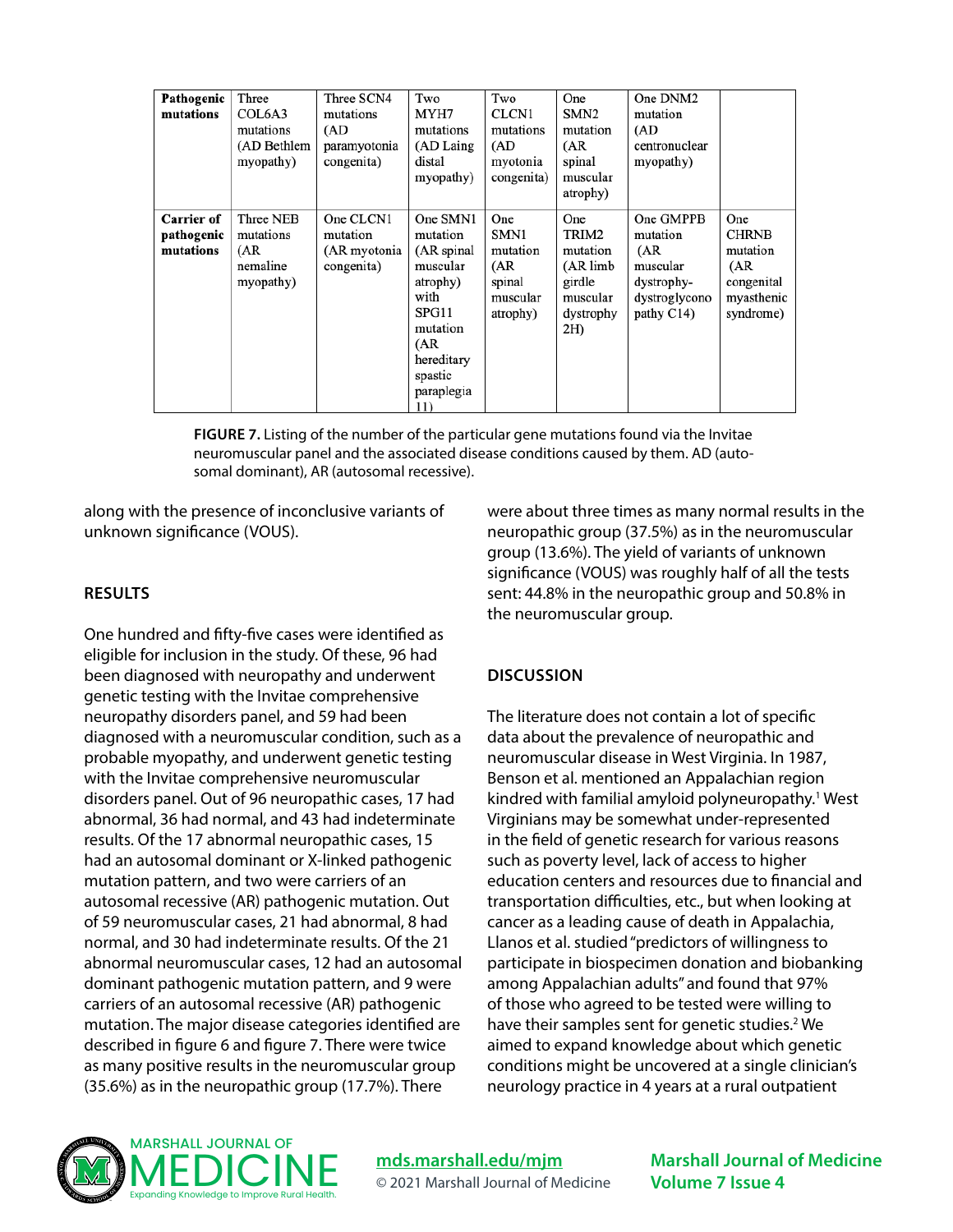| Pathogenic mutations | Three COL6A3 mutations (AD Bethlem myopathy) | Three SCN4 mutations (AD paramyotonia congenita) | Two MYH7 mutations (AD Laing distal myopathy) | Two CLCN1 mutations (AD myotonia congenita) | One SMN2 mutation (AR spinal muscular atrophy) | One DNM2 mutation (AD centronuclear myopathy) | |
|---|---|---|---|---|---|---|---|
| **Carrier of pathogenic mutations** | Three NEB mutations (AR nemaline myopathy) | One CLCN1 mutation (AR myotonia congenita) | One SMN1 mutation (AR spinal muscular atrophy) with SPG11 mutation (AR hereditary spastic paraplegia 11) | One SMN1 mutation (AR spinal muscular atrophy) | One TRIM2 mutation (AR limb girdle muscular dystrophy 2H) | One GMPPB mutation (AR muscular dystrophy-dystroglycono pathy C14) | One CHRNB mutation (AR congenital myasthenic syndrome) |

**FIGURE 7.** Listing of the number of the particular gene mutations found via the Invitae neuromuscular panel and the associated disease conditions caused by them. AD (autosomal dominant), AR (autosomal recessive).

along with the presence of inconclusive variants of unknown significance (VOUS).

## RESULTS

One hundred and fifty-five cases were identified as eligible for inclusion in the study. Of these, 96 had been diagnosed with neuropathy and underwent genetic testing with the Invitae comprehensive neuropathy disorders panel, and 59 had been diagnosed with a neuromuscular condition, such as a probable myopathy, and underwent genetic testing with the Invitae comprehensive neuromuscular disorders panel. Out of 96 neuropathic cases, 17 had abnormal, 36 had normal, and 43 had indeterminate results. Of the 17 abnormal neuropathic cases, 15 had an autosomal dominant or X-linked pathogenic mutation pattern, and two were carriers of an autosomal recessive (AR) pathogenic mutation. Out of 59 neuromuscular cases, 21 had abnormal, 8 had normal, and 30 had indeterminate results. Of the 21 abnormal neuromuscular cases, 12 had an autosomal dominant pathogenic mutation pattern, and 9 were carriers of an autosomal recessive (AR) pathogenic mutation. The major disease categories identified are described in figure 6 and figure 7. There were twice as many positive results in the neuromuscular group (35.6%) as in the neuropathic group (17.7%). There were about three times as many normal results in the neuropathic group (37.5%) as in the neuromuscular group (13.6%). The yield of variants of unknown significance (VOUS) was roughly half of all the tests sent: 44.8% in the neuropathic group and 50.8% in the neuromuscular group.

## DISCUSSION

The literature does not contain a lot of specific data about the prevalence of neuropathic and neuromuscular disease in West Virginia. In 1987, Benson et al. mentioned an Appalachian region kindred with familial amyloid polyneuropathy.[1] West Virginians may be somewhat under-represented in the field of genetic research for various reasons such as poverty level, lack of access to higher education centers and resources due to financial and transportation difficulties, etc., but when looking at cancer as a leading cause of death in Appalachia, Llanos et al. studied "predictors of willingness to participate in biospecimen donation and biobanking among Appalachian adults" and found that 97% of those who agreed to be tested were willing to have their samples sent for genetic studies.[2] We aimed to expand knowledge about which genetic conditions might be uncovered at a single clinician's neurology practice in 4 years at a rural outpatient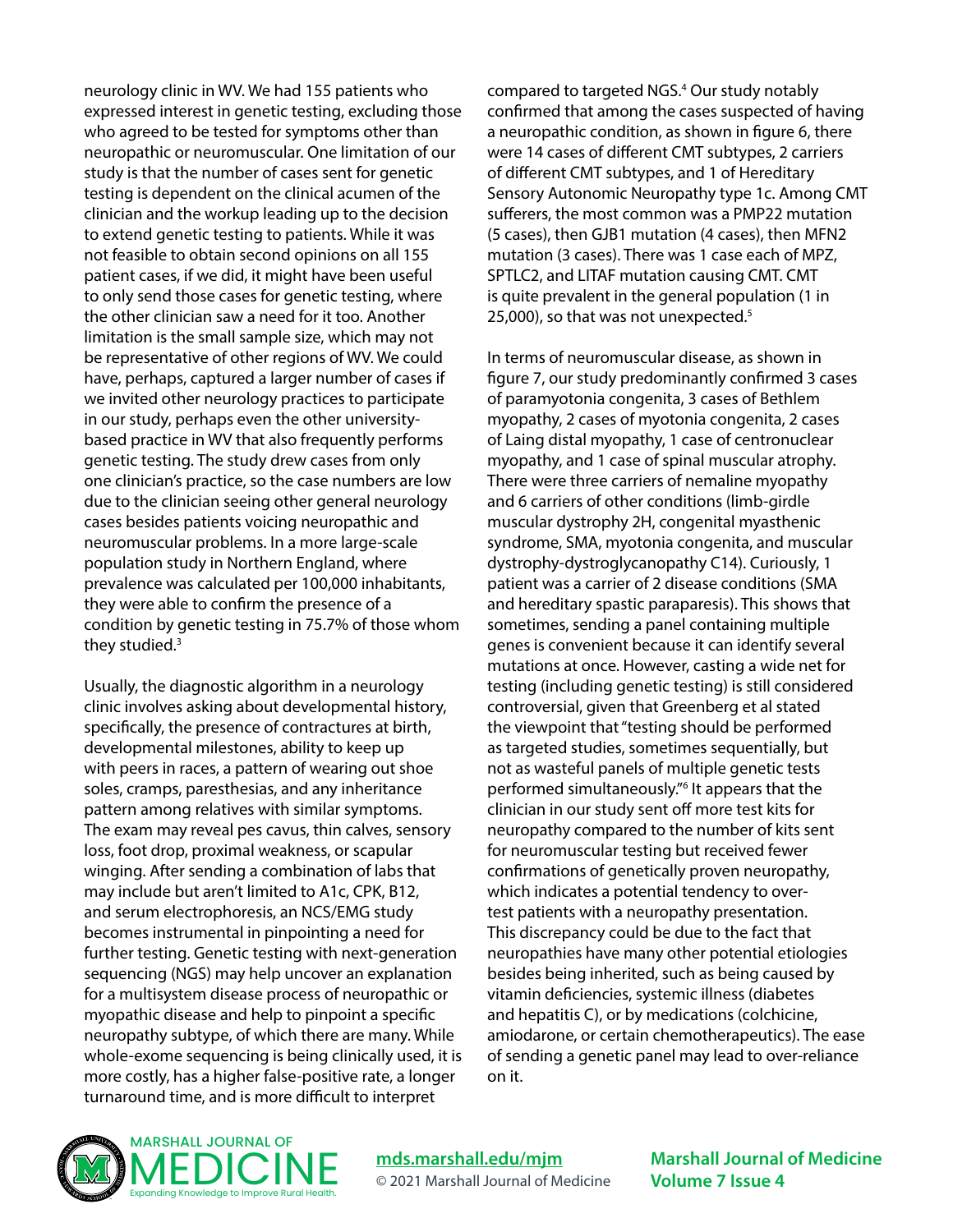neurology clinic in WV. We had 155 patients who expressed interest in genetic testing, excluding those who agreed to be tested for symptoms other than neuropathic or neuromuscular. One limitation of our study is that the number of cases sent for genetic testing is dependent on the clinical acumen of the clinician and the workup leading up to the decision to extend genetic testing to patients. While it was not feasible to obtain second opinions on all 155 patient cases, if we did, it might have been useful to only send those cases for genetic testing, where the other clinician saw a need for it too. Another limitation is the small sample size, which may not be representative of other regions of WV. We could have, perhaps, captured a larger number of cases if we invited other neurology practices to participate in our study, perhaps even the other university-based practice in WV that also frequently performs genetic testing. The study drew cases from only one clinician's practice, so the case numbers are low due to the clinician seeing other general neurology cases besides patients voicing neuropathic and neuromuscular problems. In a more large-scale population study in Northern England, where prevalence was calculated per 100,000 inhabitants, they were able to confirm the presence of a condition by genetic testing in 75.7% of those whom they studied.[3]

Usually, the diagnostic algorithm in a neurology clinic involves asking about developmental history, specifically, the presence of contractures at birth, developmental milestones, ability to keep up with peers in races, a pattern of wearing out shoe soles, cramps, paresthesias, and any inheritance pattern among relatives with similar symptoms. The exam may reveal pes cavus, thin calves, sensory loss, foot drop, proximal weakness, or scapular winging. After sending a combination of labs that may include but aren't limited to A1c, CPK, B12, and serum electrophoresis, an NCS/EMG study becomes instrumental in pinpointing a need for further testing. Genetic testing with next-generation sequencing (NGS) may help uncover an explanation for a multisystem disease process of neuropathic or myopathic disease and help to pinpoint a specific neuropathy subtype, of which there are many. While whole-exome sequencing is being clinically used, it is more costly, has a higher false-positive rate, a longer turnaround time, and is more difficult to interpret compared to targeted NGS.[4] Our study notably confirmed that among the cases suspected of having a neuropathic condition, as shown in figure 6, there were 14 cases of different CMT subtypes, 2 carriers of different CMT subtypes, and 1 of Hereditary Sensory Autonomic Neuropathy type 1c. Among CMT sufferers, the most common was a PMP22 mutation (5 cases), then GJB1 mutation (4 cases), then MFN2 mutation (3 cases). There was 1 case each of MPZ, SPTLC2, and LITAF mutation causing CMT. CMT is quite prevalent in the general population (1 in 25,000), so that was not unexpected.[5]

In terms of neuromuscular disease, as shown in figure 7, our study predominantly confirmed 3 cases of paramyotonia congenita, 3 cases of Bethlem myopathy, 2 cases of myotonia congenita, 2 cases of Laing distal myopathy, 1 case of centronuclear myopathy, and 1 case of spinal muscular atrophy. There were three carriers of nemaline myopathy and 6 carriers of other conditions (limb-girdle muscular dystrophy 2H, congenital myasthenic syndrome, SMA, myotonia congenita, and muscular dystrophy-dystroglycanopathy C14). Curiously, 1 patient was a carrier of 2 disease conditions (SMA and hereditary spastic paraparesis). This shows that sometimes, sending a panel containing multiple genes is convenient because it can identify several mutations at once. However, casting a wide net for testing (including genetic testing) is still considered controversial, given that Greenberg et al stated the viewpoint that "testing should be performed as targeted studies, sometimes sequentially, but not as wasteful panels of multiple genetic tests performed simultaneously."[6] It appears that the clinician in our study sent off more test kits for neuropathy compared to the number of kits sent for neuromuscular testing but received fewer confirmations of genetically proven neuropathy, which indicates a potential tendency to over-test patients with a neuropathy presentation. This discrepancy could be due to the fact that neuropathies have many other potential etiologies besides being inherited, such as being caused by vitamin deficiencies, systemic illness (diabetes and hepatitis C), or by medications (colchicine, amiodarone, or certain chemotherapeutics). The ease of sending a genetic panel may lead to over-reliance on it.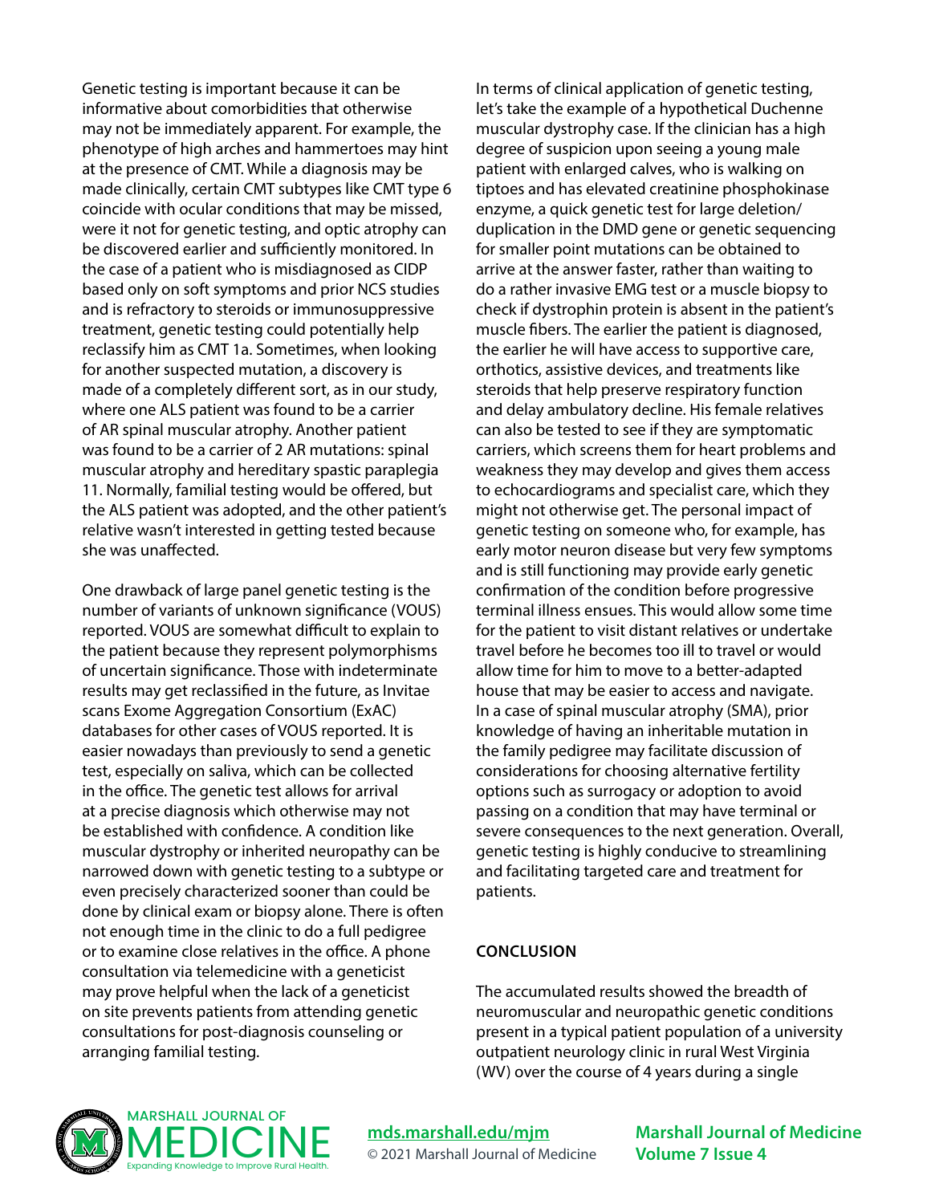Genetic testing is important because it can be informative about comorbidities that otherwise may not be immediately apparent. For example, the phenotype of high arches and hammertoes may hint at the presence of CMT. While a diagnosis may be made clinically, certain CMT subtypes like CMT type 6 coincide with ocular conditions that may be missed, were it not for genetic testing, and optic atrophy can be discovered earlier and sufficiently monitored. In the case of a patient who is misdiagnosed as CIDP based only on soft symptoms and prior NCS studies and is refractory to steroids or immunosuppressive treatment, genetic testing could potentially help reclassify him as CMT 1a. Sometimes, when looking for another suspected mutation, a discovery is made of a completely different sort, as in our study, where one ALS patient was found to be a carrier of AR spinal muscular atrophy. Another patient was found to be a carrier of 2 AR mutations: spinal muscular atrophy and hereditary spastic paraplegia 11. Normally, familial testing would be offered, but the ALS patient was adopted, and the other patient's relative wasn't interested in getting tested because she was unaffected.

One drawback of large panel genetic testing is the number of variants of unknown significance (VOUS) reported. VOUS are somewhat difficult to explain to the patient because they represent polymorphisms of uncertain significance. Those with indeterminate results may get reclassified in the future, as Invitae scans Exome Aggregation Consortium (ExAC) databases for other cases of VOUS reported. It is easier nowadays than previously to send a genetic test, especially on saliva, which can be collected in the office. The genetic test allows for arrival at a precise diagnosis which otherwise may not be established with confidence. A condition like muscular dystrophy or inherited neuropathy can be narrowed down with genetic testing to a subtype or even precisely characterized sooner than could be done by clinical exam or biopsy alone. There is often not enough time in the clinic to do a full pedigree or to examine close relatives in the office. A phone consultation via telemedicine with a geneticist may prove helpful when the lack of a geneticist on site prevents patients from attending genetic consultations for post-diagnosis counseling or arranging familial testing.

In terms of clinical application of genetic testing, let's take the example of a hypothetical Duchenne muscular dystrophy case. If the clinician has a high degree of suspicion upon seeing a young male patient with enlarged calves, who is walking on tiptoes and has elevated creatinine phosphokinase enzyme, a quick genetic test for large deletion/duplication in the DMD gene or genetic sequencing for smaller point mutations can be obtained to arrive at the answer faster, rather than waiting to do a rather invasive EMG test or a muscle biopsy to check if dystrophin protein is absent in the patient's muscle fibers. The earlier the patient is diagnosed, the earlier he will have access to supportive care, orthotics, assistive devices, and treatments like steroids that help preserve respiratory function and delay ambulatory decline. His female relatives can also be tested to see if they are symptomatic carriers, which screens them for heart problems and weakness they may develop and gives them access to echocardiograms and specialist care, which they might not otherwise get. The personal impact of genetic testing on someone who, for example, has early motor neuron disease but very few symptoms and is still functioning may provide early genetic confirmation of the condition before progressive terminal illness ensues. This would allow some time for the patient to visit distant relatives or undertake travel before he becomes too ill to travel or would allow time for him to move to a better-adapted house that may be easier to access and navigate. In a case of spinal muscular atrophy (SMA), prior knowledge of having an inheritable mutation in the family pedigree may facilitate discussion of considerations for choosing alternative fertility options such as surrogacy or adoption to avoid passing on a condition that may have terminal or severe consequences to the next generation. Overall, genetic testing is highly conducive to streamlining and facilitating targeted care and treatment for patients.

## CONCLUSION

The accumulated results showed the breadth of neuromuscular and neuropathic genetic conditions present in a typical patient population of a university outpatient neurology clinic in rural West Virginia (WV) over the course of 4 years during a single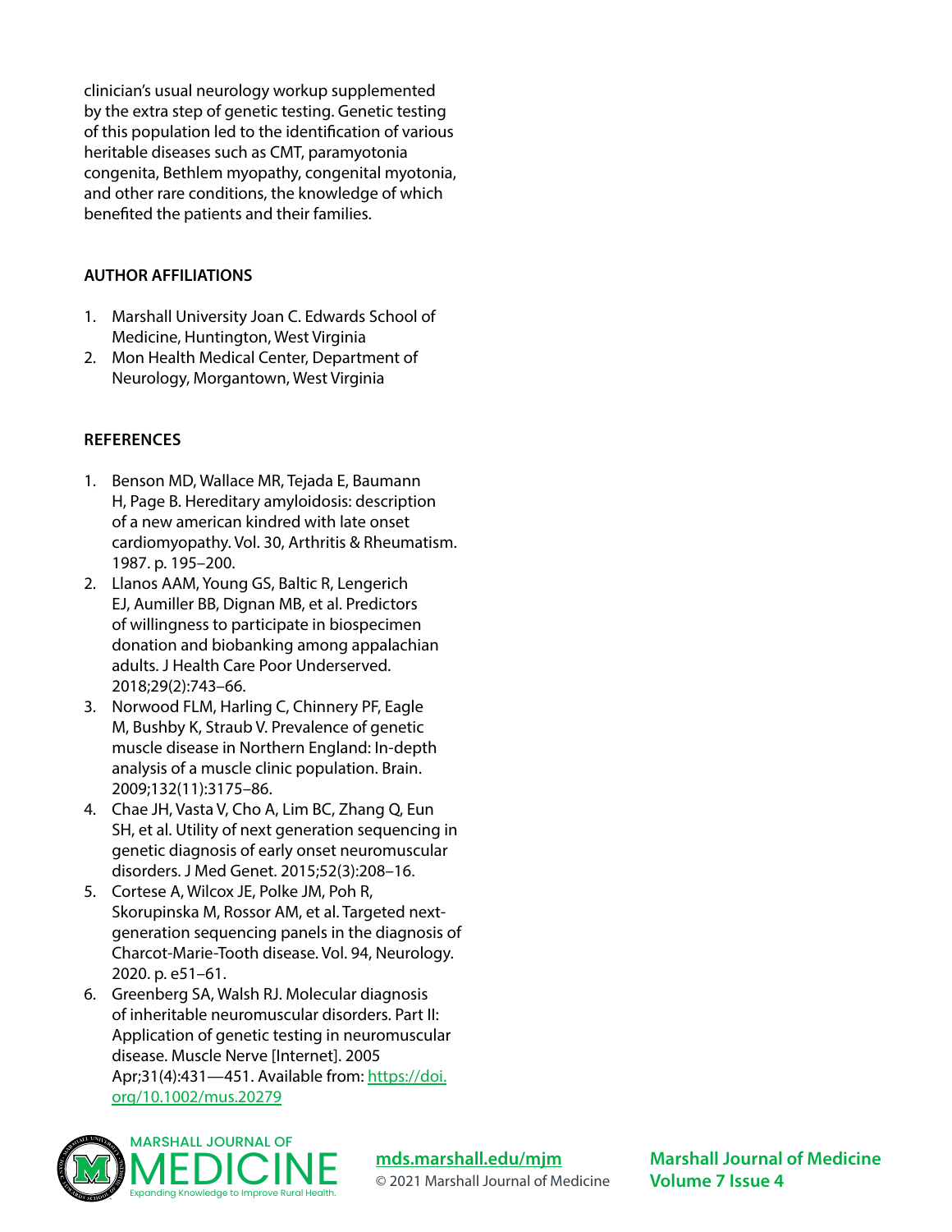clinician's usual neurology workup supplemented by the extra step of genetic testing. Genetic testing of this population led to the identification of various heritable diseases such as CMT, paramyotonia congenita, Bethlem myopathy, congenital myotonia, and other rare conditions, the knowledge of which benefited the patients and their families.

## AUTHOR AFFILIATIONS

1. Marshall University Joan C. Edwards School of Medicine, Huntington, West Virginia
2. Mon Health Medical Center, Department of Neurology, Morgantown, West Virginia

## REFERENCES

1. Benson MD, Wallace MR, Tejada E, Baumann H, Page B. Hereditary amyloidosis: description of a new american kindred with late onset cardiomyopathy. Vol. 30, Arthritis & Rheumatism. 1987. p. 195–200.
2. Llanos AAM, Young GS, Baltic R, Lengerich EJ, Aumiller BB, Dignan MB, et al. Predictors of willingness to participate in biospecimen donation and biobanking among appalachian adults. J Health Care Poor Underserved. 2018;29(2):743–66.
3. Norwood FLM, Harling C, Chinnery PF, Eagle M, Bushby K, Straub V. Prevalence of genetic muscle disease in Northern England: In-depth analysis of a muscle clinic population. Brain. 2009;132(11):3175–86.
4. Chae JH, Vasta V, Cho A, Lim BC, Zhang Q, Eun SH, et al. Utility of next generation sequencing in genetic diagnosis of early onset neuromuscular disorders. J Med Genet. 2015;52(3):208–16.
5. Cortese A, Wilcox JE, Polke JM, Poh R, Skorupinska M, Rossor AM, et al. Targeted next-generation sequencing panels in the diagnosis of Charcot-Marie-Tooth disease. Vol. 94, Neurology. 2020. p. e51–61.
6. Greenberg SA, Walsh RJ. Molecular diagnosis of inheritable neuromuscular disorders. Part II: Application of genetic testing in neuromuscular disease. Muscle Nerve [Internet]. 2005 Apr;31(4):431—451. Available from: https://doi.org/10.1002/mus.20279